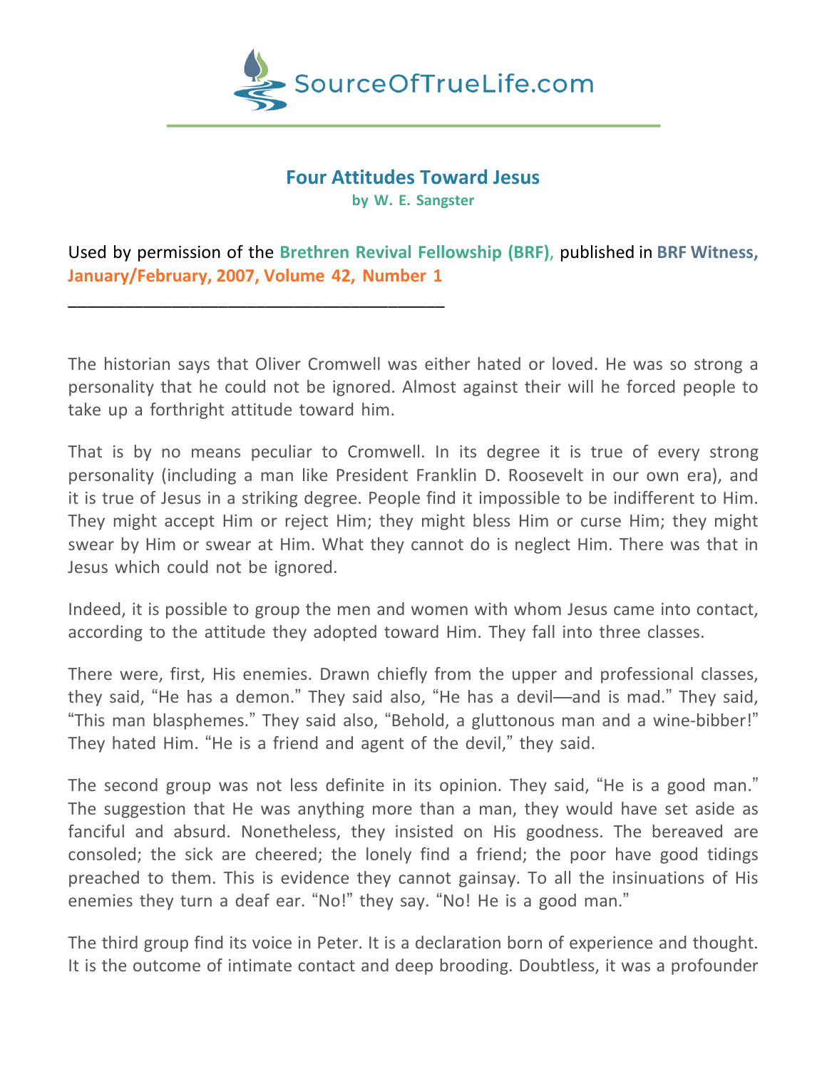SourceOfTrueLife.com

# Four Attitudes Toward Jesus

**by W. E. Sangster**

Used by permission of the **Brethren Revival Fellowship (BRF)**, published in **BRF Witness, January/February, 2007, Volume 42, Number 1**

---

The historian says that Oliver Cromwell was either hated or loved. He was so strong a personality that he could not be ignored. Almost against their will he forced people to take up a forthright attitude toward him.

That is by no means peculiar to Cromwell. In its degree it is true of every strong personality (including a man like President Franklin D. Roosevelt in our own era), and it is true of Jesus in a striking degree. People find it impossible to be indifferent to Him. They might accept Him or reject Him; they might bless Him or curse Him; they might swear by Him or swear at Him. What they cannot do is neglect Him. There was that in Jesus which could not be ignored.

Indeed, it is possible to group the men and women with whom Jesus came into contact, according to the attitude they adopted toward Him. They fall into three classes.

There were, first, His enemies. Drawn chiefly from the upper and professional classes, they said, "He has a demon." They said also, "He has a devil—and is mad." They said, "This man blasphemes." They said also, "Behold, a gluttonous man and a wine-bibber!" They hated Him. "He is a friend and agent of the devil," they said.

The second group was not less definite in its opinion. They said, "He is a good man." The suggestion that He was anything more than a man, they would have set aside as fanciful and absurd. Nonetheless, they insisted on His goodness. The bereaved are consoled; the sick are cheered; the lonely find a friend; the poor have good tidings preached to them. This is evidence they cannot gainsay. To all the insinuations of His enemies they turn a deaf ear. "No!" they say. "No! He is a good man."

The third group find its voice in Peter. It is a declaration born of experience and thought. It is the outcome of intimate contact and deep brooding. Doubtless, it was a profounder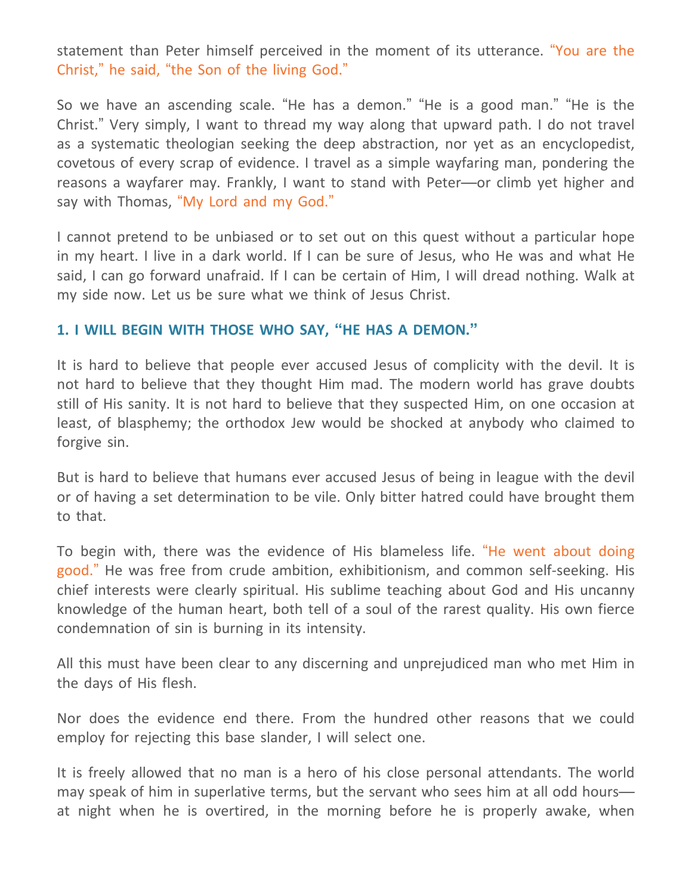statement than Peter himself perceived in the moment of its utterance. "You are the Christ," he said, "the Son of the living God."

So we have an ascending scale. "He has a demon." "He is a good man." "He is the Christ." Very simply, I want to thread my way along that upward path. I do not travel as a systematic theologian seeking the deep abstraction, nor yet as an encyclopedist, covetous of every scrap of evidence. I travel as a simple wayfaring man, pondering the reasons a wayfarer may. Frankly, I want to stand with Peter—or climb yet higher and say with Thomas, "My Lord and my God."

I cannot pretend to be unbiased or to set out on this quest without a particular hope in my heart. I live in a dark world. If I can be sure of Jesus, who He was and what He said, I can go forward unafraid. If I can be certain of Him, I will dread nothing. Walk at my side now. Let us be sure what we think of Jesus Christ.

### 1. I WILL BEGIN WITH THOSE WHO SAY, "HE HAS A DEMON."

It is hard to believe that people ever accused Jesus of complicity with the devil. It is not hard to believe that they thought Him mad. The modern world has grave doubts still of His sanity. It is not hard to believe that they suspected Him, on one occasion at least, of blasphemy; the orthodox Jew would be shocked at anybody who claimed to forgive sin.

But is hard to believe that humans ever accused Jesus of being in league with the devil or of having a set determination to be vile. Only bitter hatred could have brought them to that.

To begin with, there was the evidence of His blameless life. "He went about doing good." He was free from crude ambition, exhibitionism, and common self-seeking. His chief interests were clearly spiritual. His sublime teaching about God and His uncanny knowledge of the human heart, both tell of a soul of the rarest quality. His own fierce condemnation of sin is burning in its intensity.

All this must have been clear to any discerning and unprejudiced man who met Him in the days of His flesh.

Nor does the evidence end there. From the hundred other reasons that we could employ for rejecting this base slander, I will select one.

It is freely allowed that no man is a hero of his close personal attendants. The world may speak of him in superlative terms, but the servant who sees him at all odd hours—at night when he is overtired, in the morning before he is properly awake, when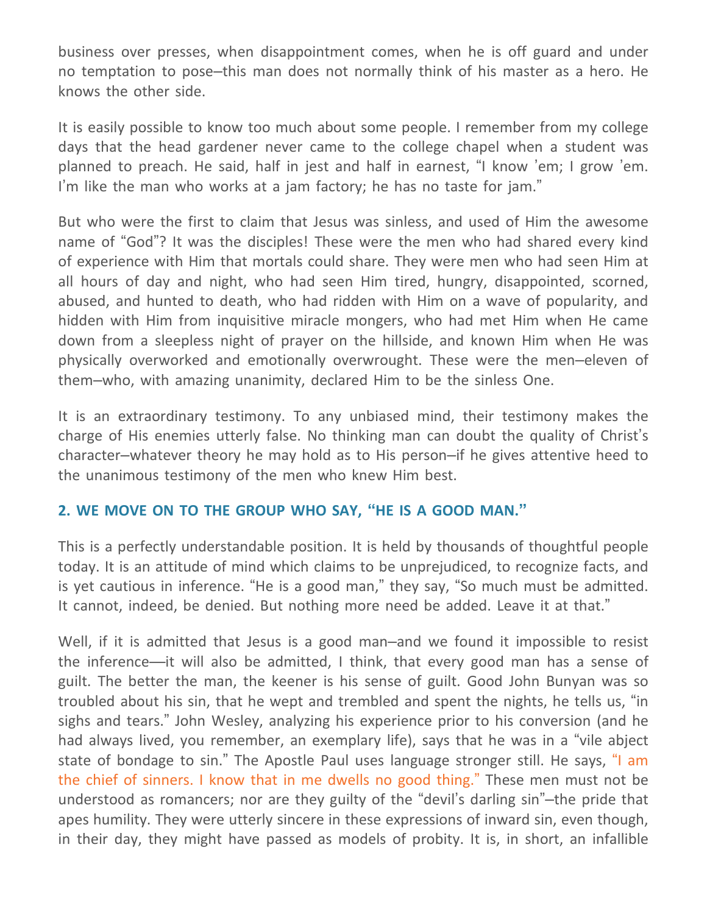business over presses, when disappointment comes, when he is off guard and under no temptation to pose–this man does not normally think of his master as a hero. He knows the other side.

It is easily possible to know too much about some people. I remember from my college days that the head gardener never came to the college chapel when a student was planned to preach. He said, half in jest and half in earnest, "I know 'em; I grow 'em. I'm like the man who works at a jam factory; he has no taste for jam."

But who were the first to claim that Jesus was sinless, and used of Him the awesome name of "God"? It was the disciples! These were the men who had shared every kind of experience with Him that mortals could share. They were men who had seen Him at all hours of day and night, who had seen Him tired, hungry, disappointed, scorned, abused, and hunted to death, who had ridden with Him on a wave of popularity, and hidden with Him from inquisitive miracle mongers, who had met Him when He came down from a sleepless night of prayer on the hillside, and known Him when He was physically overworked and emotionally overwrought. These were the men–eleven of them–who, with amazing unanimity, declared Him to be the sinless One.

It is an extraordinary testimony. To any unbiased mind, their testimony makes the charge of His enemies utterly false. No thinking man can doubt the quality of Christ's character–whatever theory he may hold as to His person–if he gives attentive heed to the unanimous testimony of the men who knew Him best.

## 2. WE MOVE ON TO THE GROUP WHO SAY, "HE IS A GOOD MAN."

This is a perfectly understandable position. It is held by thousands of thoughtful people today. It is an attitude of mind which claims to be unprejudiced, to recognize facts, and is yet cautious in inference. "He is a good man," they say, "So much must be admitted. It cannot, indeed, be denied. But nothing more need be added. Leave it at that."

Well, if it is admitted that Jesus is a good man–and we found it impossible to resist the inference—it will also be admitted, I think, that every good man has a sense of guilt. The better the man, the keener is his sense of guilt. Good John Bunyan was so troubled about his sin, that he wept and trembled and spent the nights, he tells us, "in sighs and tears." John Wesley, analyzing his experience prior to his conversion (and he had always lived, you remember, an exemplary life), says that he was in a "vile abject state of bondage to sin." The Apostle Paul uses language stronger still. He says, "I am the chief of sinners. I know that in me dwells no good thing." These men must not be understood as romancers; nor are they guilty of the "devil's darling sin"–the pride that apes humility. They were utterly sincere in these expressions of inward sin, even though, in their day, they might have passed as models of probity. It is, in short, an infallible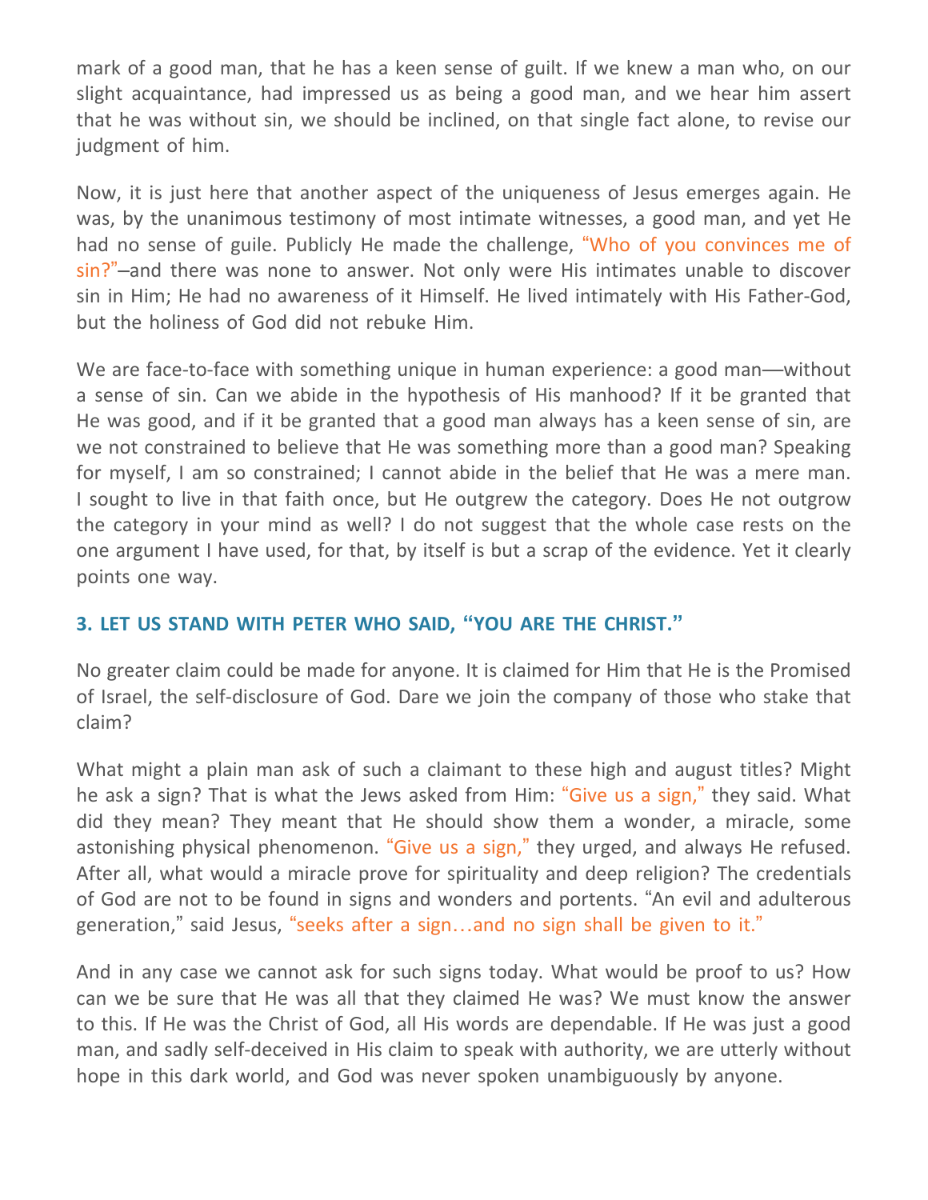mark of a good man, that he has a keen sense of guilt. If we knew a man who, on our slight acquaintance, had impressed us as being a good man, and we hear him assert that he was without sin, we should be inclined, on that single fact alone, to revise our judgment of him.

Now, it is just here that another aspect of the uniqueness of Jesus emerges again. He was, by the unanimous testimony of most intimate witnesses, a good man, and yet He had no sense of guile. Publicly He made the challenge, "Who of you convinces me of sin?"–and there was none to answer. Not only were His intimates unable to discover sin in Him; He had no awareness of it Himself. He lived intimately with His Father-God, but the holiness of God did not rebuke Him.

We are face-to-face with something unique in human experience: a good man—without a sense of sin. Can we abide in the hypothesis of His manhood? If it be granted that He was good, and if it be granted that a good man always has a keen sense of sin, are we not constrained to believe that He was something more than a good man? Speaking for myself, I am so constrained; I cannot abide in the belief that He was a mere man. I sought to live in that faith once, but He outgrew the category. Does He not outgrow the category in your mind as well? I do not suggest that the whole case rests on the one argument I have used, for that, by itself is but a scrap of the evidence. Yet it clearly points one way.

### 3. LET US STAND WITH PETER WHO SAID, "YOU ARE THE CHRIST."

No greater claim could be made for anyone. It is claimed for Him that He is the Promised of Israel, the self-disclosure of God. Dare we join the company of those who stake that claim?

What might a plain man ask of such a claimant to these high and august titles? Might he ask a sign? That is what the Jews asked from Him: "Give us a sign," they said. What did they mean? They meant that He should show them a wonder, a miracle, some astonishing physical phenomenon. "Give us a sign," they urged, and always He refused. After all, what would a miracle prove for spirituality and deep religion? The credentials of God are not to be found in signs and wonders and portents. "An evil and adulterous generation," said Jesus, "seeks after a sign…and no sign shall be given to it."

And in any case we cannot ask for such signs today. What would be proof to us? How can we be sure that He was all that they claimed He was? We must know the answer to this. If He was the Christ of God, all His words are dependable. If He was just a good man, and sadly self-deceived in His claim to speak with authority, we are utterly without hope in this dark world, and God was never spoken unambiguously by anyone.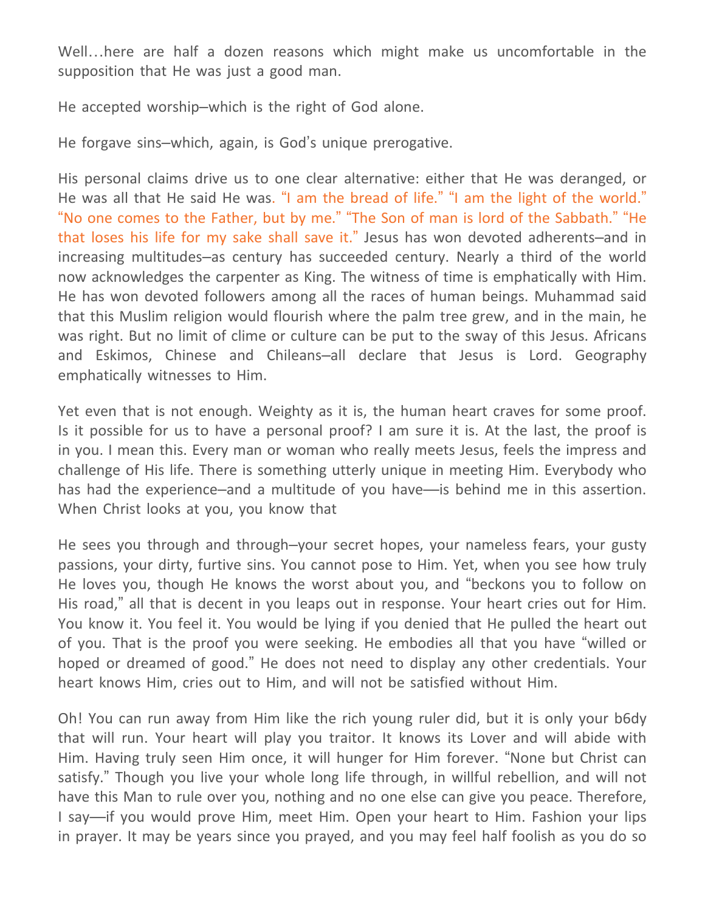Well…here are half a dozen reasons which might make us uncomfortable in the supposition that He was just a good man.

He accepted worship–which is the right of God alone.

He forgave sins–which, again, is God's unique prerogative.

His personal claims drive us to one clear alternative: either that He was deranged, or He was all that He said He was. "I am the bread of life." "I am the light of the world." "No one comes to the Father, but by me." "The Son of man is lord of the Sabbath." "He that loses his life for my sake shall save it." Jesus has won devoted adherents–and in increasing multitudes–as century has succeeded century. Nearly a third of the world now acknowledges the carpenter as King. The witness of time is emphatically with Him. He has won devoted followers among all the races of human beings. Muhammad said that this Muslim religion would flourish where the palm tree grew, and in the main, he was right. But no limit of clime or culture can be put to the sway of this Jesus. Africans and Eskimos, Chinese and Chileans–all declare that Jesus is Lord. Geography emphatically witnesses to Him.

Yet even that is not enough. Weighty as it is, the human heart craves for some proof. Is it possible for us to have a personal proof? I am sure it is. At the last, the proof is in you. I mean this. Every man or woman who really meets Jesus, feels the impress and challenge of His life. There is something utterly unique in meeting Him. Everybody who has had the experience–and a multitude of you have––is behind me in this assertion. When Christ looks at you, you know that

He sees you through and through–your secret hopes, your nameless fears, your gusty passions, your dirty, furtive sins. You cannot pose to Him. Yet, when you see how truly He loves you, though He knows the worst about you, and "beckons you to follow on His road," all that is decent in you leaps out in response. Your heart cries out for Him. You know it. You feel it. You would be lying if you denied that He pulled the heart out of you. That is the proof you were seeking. He embodies all that you have "willed or hoped or dreamed of good." He does not need to display any other credentials. Your heart knows Him, cries out to Him, and will not be satisfied without Him.

Oh! You can run away from Him like the rich young ruler did, but it is only your b6dy that will run. Your heart will play you traitor. It knows its Lover and will abide with Him. Having truly seen Him once, it will hunger for Him forever. "None but Christ can satisfy." Though you live your whole long life through, in willful rebellion, and will not have this Man to rule over you, nothing and no one else can give you peace. Therefore, I say––if you would prove Him, meet Him. Open your heart to Him. Fashion your lips in prayer. It may be years since you prayed, and you may feel half foolish as you do so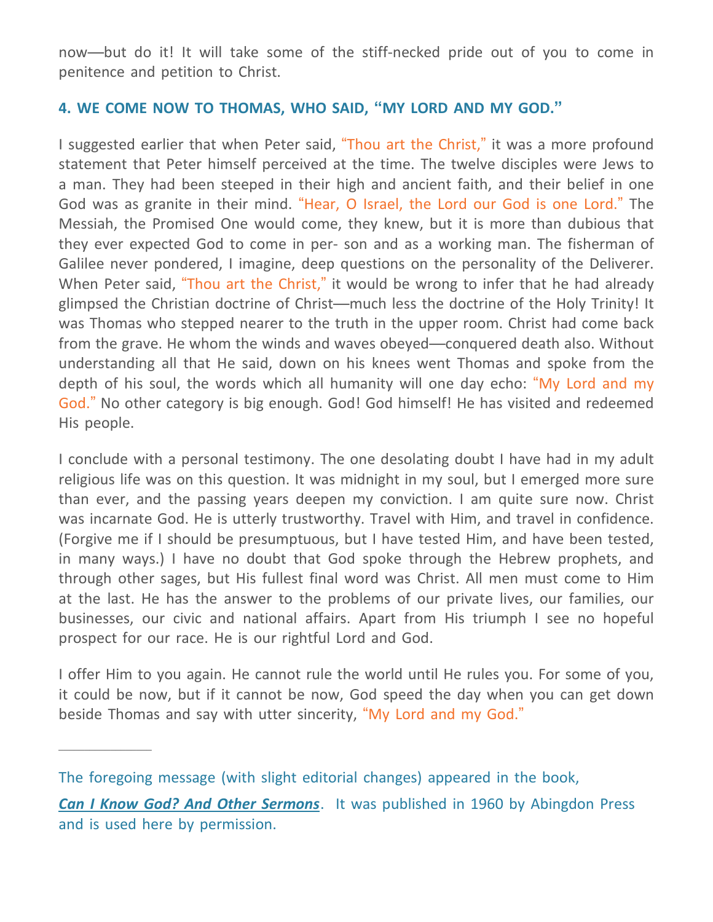now—but do it! It will take some of the stiff-necked pride out of you to come in penitence and petition to Christ.

### 4. WE COME NOW TO THOMAS, WHO SAID, "MY LORD AND MY GOD."

I suggested earlier that when Peter said, "Thou art the Christ," it was a more profound statement that Peter himself perceived at the time. The twelve disciples were Jews to a man. They had been steeped in their high and ancient faith, and their belief in one God was as granite in their mind. "Hear, O Israel, the Lord our God is one Lord." The Messiah, the Promised One would come, they knew, but it is more than dubious that they ever expected God to come in per- son and as a working man. The fisherman of Galilee never pondered, I imagine, deep questions on the personality of the Deliverer. When Peter said, "Thou art the Christ," it would be wrong to infer that he had already glimpsed the Christian doctrine of Christ—much less the doctrine of the Holy Trinity! It was Thomas who stepped nearer to the truth in the upper room. Christ had come back from the grave. He whom the winds and waves obeyed—conquered death also. Without understanding all that He said, down on his knees went Thomas and spoke from the depth of his soul, the words which all humanity will one day echo: "My Lord and my God." No other category is big enough. God! God himself! He has visited and redeemed His people.

I conclude with a personal testimony. The one desolating doubt I have had in my adult religious life was on this question. It was midnight in my soul, but I emerged more sure than ever, and the passing years deepen my conviction. I am quite sure now. Christ was incarnate God. He is utterly trustworthy. Travel with Him, and travel in confidence. (Forgive me if I should be presumptuous, but I have tested Him, and have been tested, in many ways.) I have no doubt that God spoke through the Hebrew prophets, and through other sages, but His fullest final word was Christ. All men must come to Him at the last. He has the answer to the problems of our private lives, our families, our businesses, our civic and national affairs. Apart from His triumph I see no hopeful prospect for our race. He is our rightful Lord and God.

I offer Him to you again. He cannot rule the world until He rules you. For some of you, it could be now, but if it cannot be now, God speed the day when you can get down beside Thomas and say with utter sincerity, "My Lord and my God."

---

The foregoing message (with slight editorial changes) appeared in the book,

***Can I Know God? And Other Sermons***. It was published in 1960 by Abingdon Press and is used here by permission.